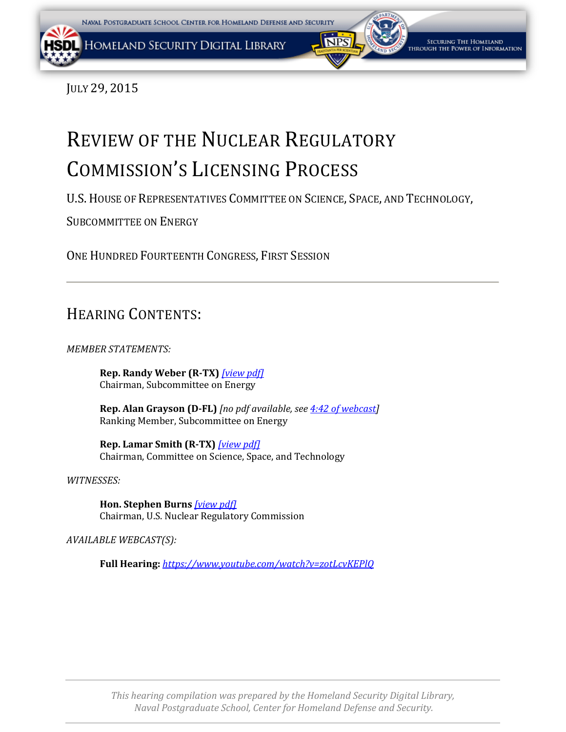July 29, 2015

# Review of the Nuclear Regulatory Commission's Licensing Process

U.S. House of Representatives Committee on Science, Space, and Technology, Subcommittee on Energy

One Hundred Fourteenth Congress, First Session

---

## Hearing Contents:

*MEMBER STATEMENTS:*

**Rep. Randy Weber (R-TX)** *[view pdf]*
Chairman, Subcommittee on Energy

**Rep. Alan Grayson (D-FL)** *[no pdf available, see 4:42 of webcast]*
Ranking Member, Subcommittee on Energy

**Rep. Lamar Smith (R-TX)** *[view pdf]*
Chairman, Committee on Science, Space, and Technology

*WITNESSES:*

**Hon. Stephen Burns** *[view pdf]*
Chairman, U.S. Nuclear Regulatory Commission

*AVAILABLE WEBCAST(S):*

**Full Hearing:** https://www.youtube.com/watch?v=zotLcvKEPlQ

---

*This hearing compilation was prepared by the Homeland Security Digital Library, Naval Postgraduate School, Center for Homeland Defense and Security.*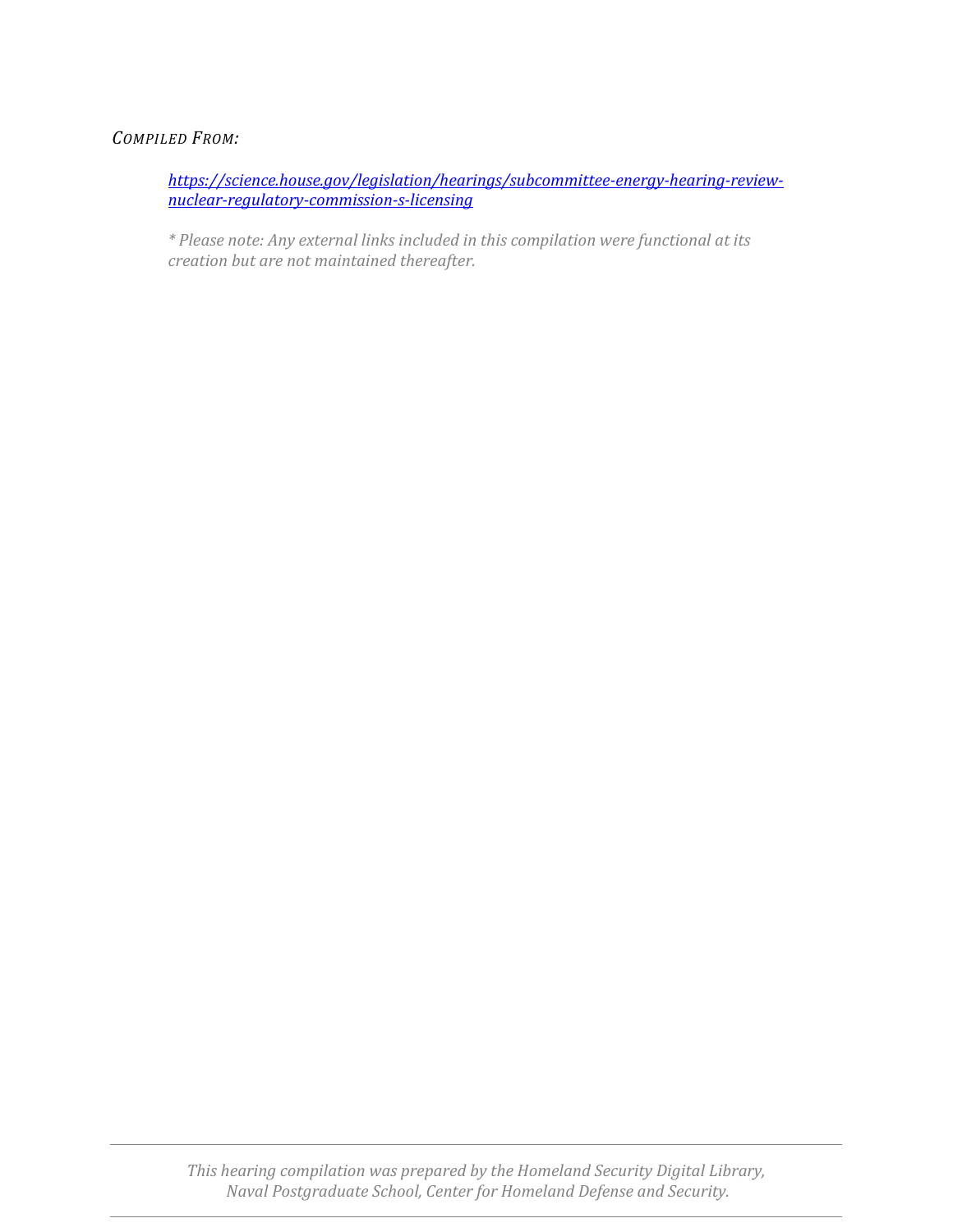*COMPILED FROM:*

> [https://science.house.gov/legislation/hearings/subcommittee-energy-hearing-review-nuclear-regulatory-commission-s-licensing](https://science.house.gov/legislation/hearings/subcommittee-energy-hearing-review-nuclear-regulatory-commission-s-licensing)
>
> *\* Please note: Any external links included in this compilation were functional at its creation but are not maintained thereafter.*

---

*This hearing compilation was prepared by the Homeland Security Digital Library, Naval Postgraduate School, Center for Homeland Defense and Security.*

---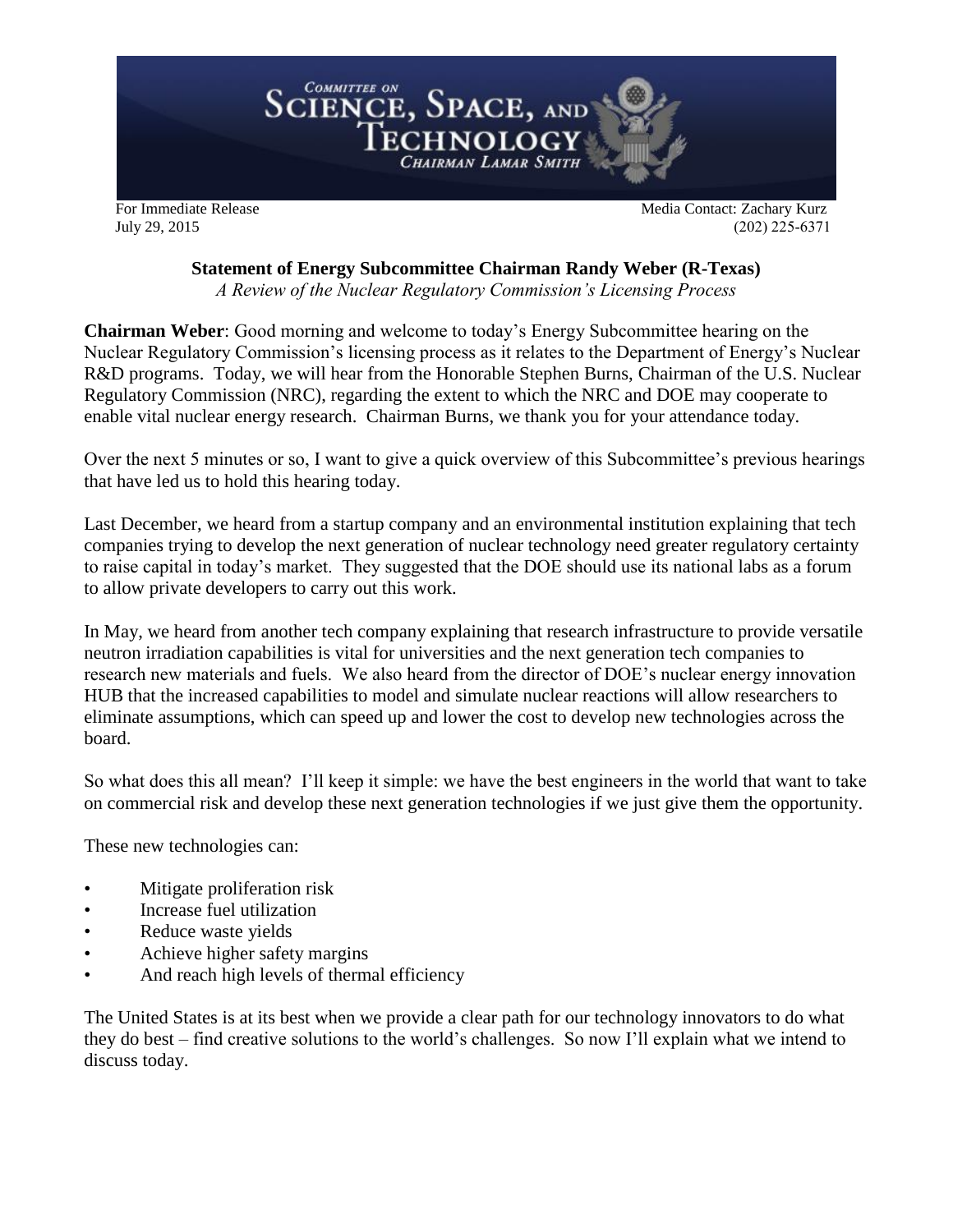**COMMITTEE ON SCIENCE, SPACE, AND TECHNOLOGY**
*CHAIRMAN LAMAR SMITH*

For Immediate Release
July 29, 2015

Media Contact: Zachary Kurz
(202) 225-6371

**Statement of Energy Subcommittee Chairman Randy Weber (R-Texas)**
*A Review of the Nuclear Regulatory Commission's Licensing Process*

**Chairman Weber**: Good morning and welcome to today's Energy Subcommittee hearing on the Nuclear Regulatory Commission's licensing process as it relates to the Department of Energy's Nuclear R&D programs. Today, we will hear from the Honorable Stephen Burns, Chairman of the U.S. Nuclear Regulatory Commission (NRC), regarding the extent to which the NRC and DOE may cooperate to enable vital nuclear energy research. Chairman Burns, we thank you for your attendance today.

Over the next 5 minutes or so, I want to give a quick overview of this Subcommittee's previous hearings that have led us to hold this hearing today.

Last December, we heard from a startup company and an environmental institution explaining that tech companies trying to develop the next generation of nuclear technology need greater regulatory certainty to raise capital in today's market. They suggested that the DOE should use its national labs as a forum to allow private developers to carry out this work.

In May, we heard from another tech company explaining that research infrastructure to provide versatile neutron irradiation capabilities is vital for universities and the next generation tech companies to research new materials and fuels. We also heard from the director of DOE's nuclear energy innovation HUB that the increased capabilities to model and simulate nuclear reactions will allow researchers to eliminate assumptions, which can speed up and lower the cost to develop new technologies across the board.

So what does this all mean? I'll keep it simple: we have the best engineers in the world that want to take on commercial risk and develop these next generation technologies if we just give them the opportunity.

These new technologies can:

- Mitigate proliferation risk
- Increase fuel utilization
- Reduce waste yields
- Achieve higher safety margins
- And reach high levels of thermal efficiency

The United States is at its best when we provide a clear path for our technology innovators to do what they do best – find creative solutions to the world's challenges. So now I'll explain what we intend to discuss today.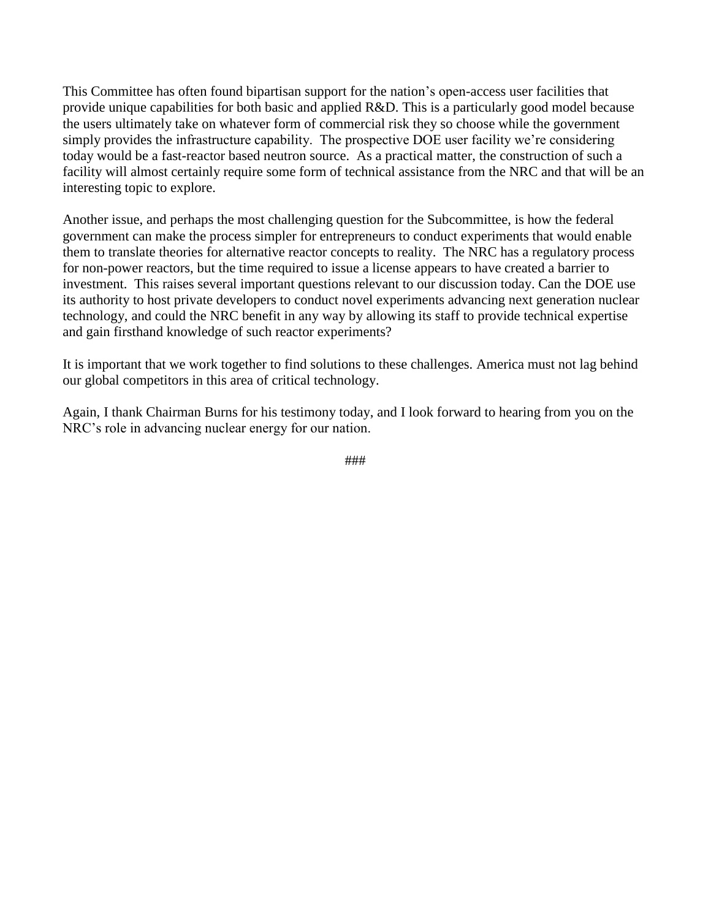This Committee has often found bipartisan support for the nation's open-access user facilities that provide unique capabilities for both basic and applied R&D. This is a particularly good model because the users ultimately take on whatever form of commercial risk they so choose while the government simply provides the infrastructure capability. The prospective DOE user facility we're considering today would be a fast-reactor based neutron source. As a practical matter, the construction of such a facility will almost certainly require some form of technical assistance from the NRC and that will be an interesting topic to explore.

Another issue, and perhaps the most challenging question for the Subcommittee, is how the federal government can make the process simpler for entrepreneurs to conduct experiments that would enable them to translate theories for alternative reactor concepts to reality. The NRC has a regulatory process for non-power reactors, but the time required to issue a license appears to have created a barrier to investment. This raises several important questions relevant to our discussion today. Can the DOE use its authority to host private developers to conduct novel experiments advancing next generation nuclear technology, and could the NRC benefit in any way by allowing its staff to provide technical expertise and gain firsthand knowledge of such reactor experiments?

It is important that we work together to find solutions to these challenges. America must not lag behind our global competitors in this area of critical technology.

Again, I thank Chairman Burns for his testimony today, and I look forward to hearing from you on the NRC's role in advancing nuclear energy for our nation.

###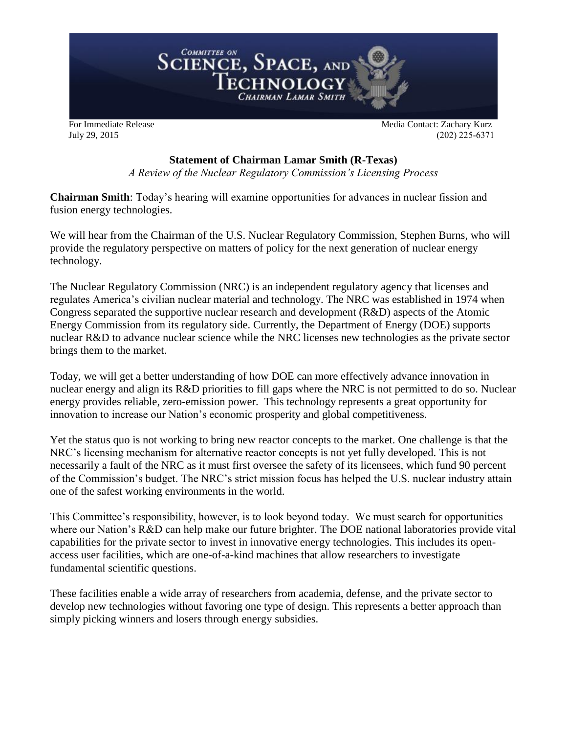For Immediate Release
July 29, 2015

Media Contact: Zachary Kurz
(202) 225-6371

**Statement of Chairman Lamar Smith (R-Texas)**

*A Review of the Nuclear Regulatory Commission's Licensing Process*

**Chairman Smith**: Today's hearing will examine opportunities for advances in nuclear fission and fusion energy technologies.

We will hear from the Chairman of the U.S. Nuclear Regulatory Commission, Stephen Burns, who will provide the regulatory perspective on matters of policy for the next generation of nuclear energy technology.

The Nuclear Regulatory Commission (NRC) is an independent regulatory agency that licenses and regulates America's civilian nuclear material and technology. The NRC was established in 1974 when Congress separated the supportive nuclear research and development (R&D) aspects of the Atomic Energy Commission from its regulatory side. Currently, the Department of Energy (DOE) supports nuclear R&D to advance nuclear science while the NRC licenses new technologies as the private sector brings them to the market.

Today, we will get a better understanding of how DOE can more effectively advance innovation in nuclear energy and align its R&D priorities to fill gaps where the NRC is not permitted to do so. Nuclear energy provides reliable, zero-emission power. This technology represents a great opportunity for innovation to increase our Nation's economic prosperity and global competitiveness.

Yet the status quo is not working to bring new reactor concepts to the market. One challenge is that the NRC's licensing mechanism for alternative reactor concepts is not yet fully developed. This is not necessarily a fault of the NRC as it must first oversee the safety of its licensees, which fund 90 percent of the Commission's budget. The NRC's strict mission focus has helped the U.S. nuclear industry attain one of the safest working environments in the world.

This Committee's responsibility, however, is to look beyond today. We must search for opportunities where our Nation's R&D can help make our future brighter. The DOE national laboratories provide vital capabilities for the private sector to invest in innovative energy technologies. This includes its open-access user facilities, which are one-of-a-kind machines that allow researchers to investigate fundamental scientific questions.

These facilities enable a wide array of researchers from academia, defense, and the private sector to develop new technologies without favoring one type of design. This represents a better approach than simply picking winners and losers through energy subsidies.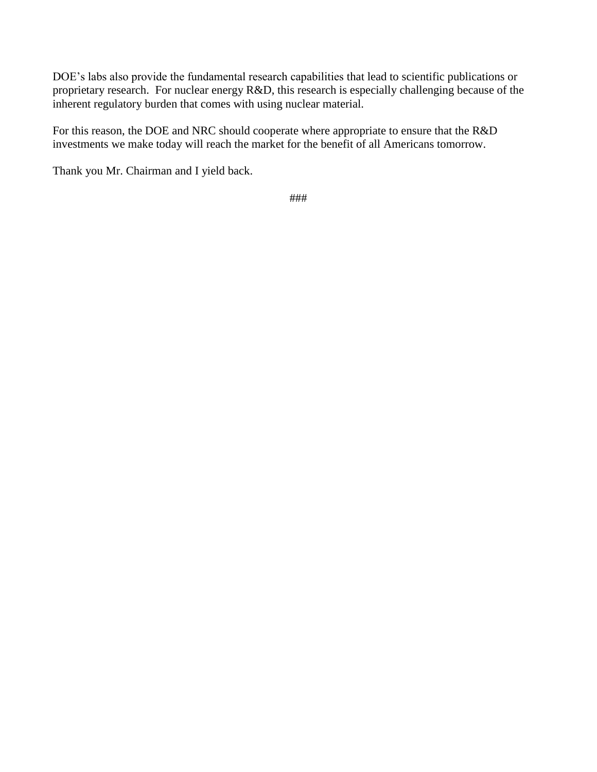DOE's labs also provide the fundamental research capabilities that lead to scientific publications or proprietary research. For nuclear energy R&D, this research is especially challenging because of the inherent regulatory burden that comes with using nuclear material.

For this reason, the DOE and NRC should cooperate where appropriate to ensure that the R&D investments we make today will reach the market for the benefit of all Americans tomorrow.

Thank you Mr. Chairman and I yield back.

###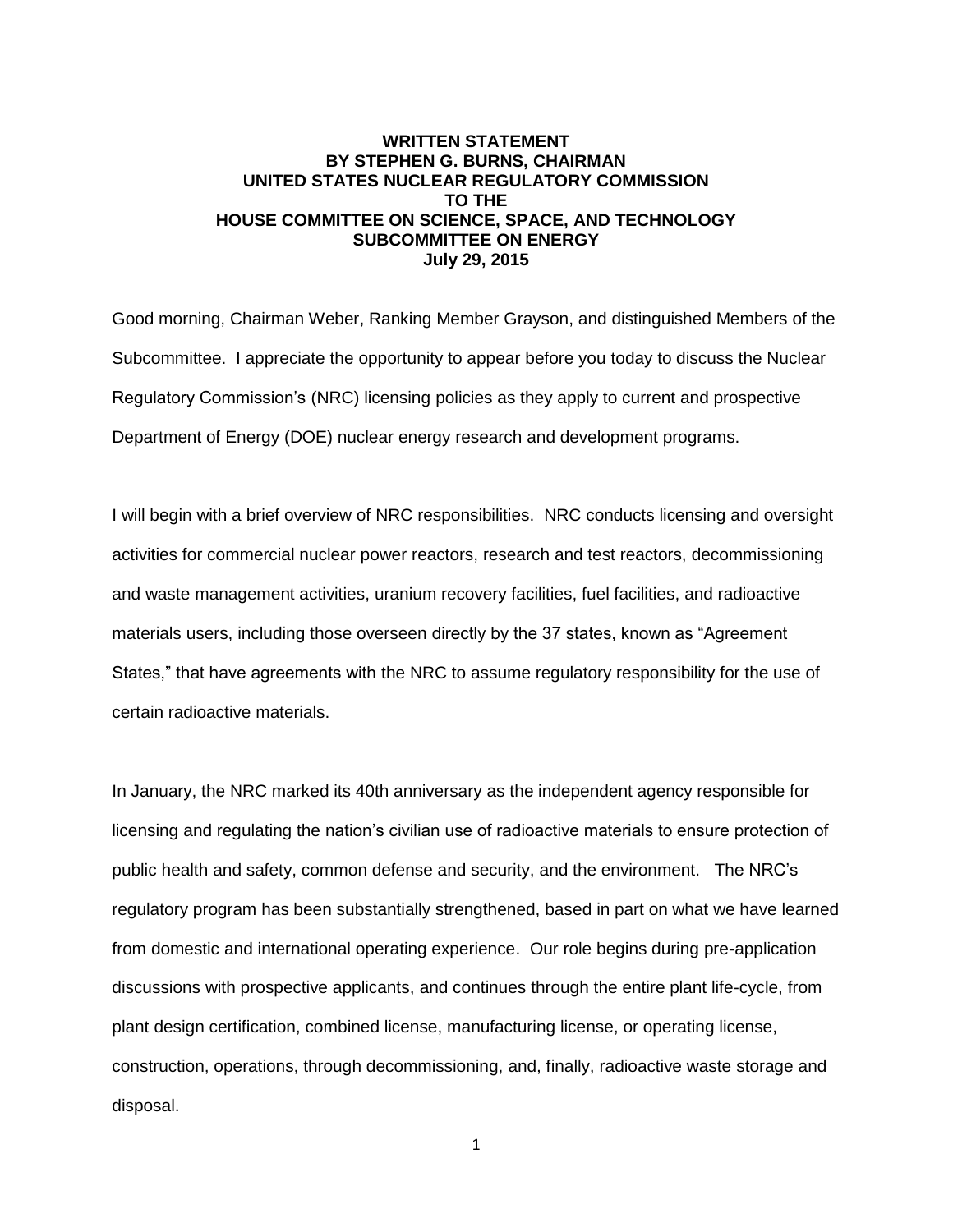**WRITTEN STATEMENT**
**BY STEPHEN G. BURNS, CHAIRMAN**
**UNITED STATES NUCLEAR REGULATORY COMMISSION**
**TO THE**
**HOUSE COMMITTEE ON SCIENCE, SPACE, AND TECHNOLOGY**
**SUBCOMMITTEE ON ENERGY**
**July 29, 2015**

Good morning, Chairman Weber, Ranking Member Grayson, and distinguished Members of the Subcommittee. I appreciate the opportunity to appear before you today to discuss the Nuclear Regulatory Commission's (NRC) licensing policies as they apply to current and prospective Department of Energy (DOE) nuclear energy research and development programs.

I will begin with a brief overview of NRC responsibilities. NRC conducts licensing and oversight activities for commercial nuclear power reactors, research and test reactors, decommissioning and waste management activities, uranium recovery facilities, fuel facilities, and radioactive materials users, including those overseen directly by the 37 states, known as "Agreement States," that have agreements with the NRC to assume regulatory responsibility for the use of certain radioactive materials.

In January, the NRC marked its 40th anniversary as the independent agency responsible for licensing and regulating the nation's civilian use of radioactive materials to ensure protection of public health and safety, common defense and security, and the environment. The NRC's regulatory program has been substantially strengthened, based in part on what we have learned from domestic and international operating experience. Our role begins during pre-application discussions with prospective applicants, and continues through the entire plant life-cycle, from plant design certification, combined license, manufacturing license, or operating license, construction, operations, through decommissioning, and, finally, radioactive waste storage and disposal.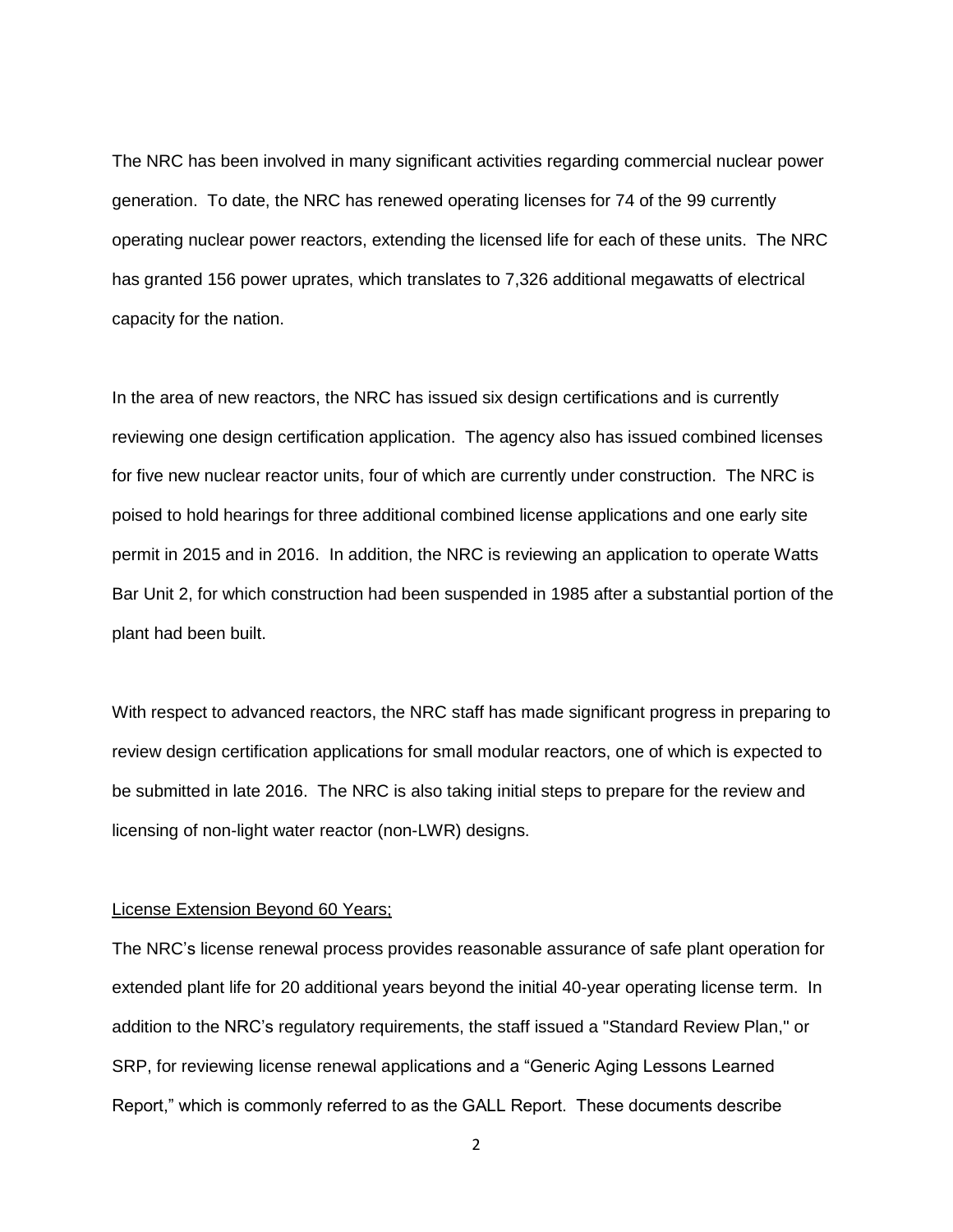The NRC has been involved in many significant activities regarding commercial nuclear power generation. To date, the NRC has renewed operating licenses for 74 of the 99 currently operating nuclear power reactors, extending the licensed life for each of these units. The NRC has granted 156 power uprates, which translates to 7,326 additional megawatts of electrical capacity for the nation.

In the area of new reactors, the NRC has issued six design certifications and is currently reviewing one design certification application. The agency also has issued combined licenses for five new nuclear reactor units, four of which are currently under construction. The NRC is poised to hold hearings for three additional combined license applications and one early site permit in 2015 and in 2016. In addition, the NRC is reviewing an application to operate Watts Bar Unit 2, for which construction had been suspended in 1985 after a substantial portion of the plant had been built.

With respect to advanced reactors, the NRC staff has made significant progress in preparing to review design certification applications for small modular reactors, one of which is expected to be submitted in late 2016. The NRC is also taking initial steps to prepare for the review and licensing of non-light water reactor (non-LWR) designs.

<u>License Extension Beyond 60 Years;</u>

The NRC's license renewal process provides reasonable assurance of safe plant operation for extended plant life for 20 additional years beyond the initial 40-year operating license term. In addition to the NRC's regulatory requirements, the staff issued a "Standard Review Plan," or SRP, for reviewing license renewal applications and a "Generic Aging Lessons Learned Report," which is commonly referred to as the GALL Report. These documents describe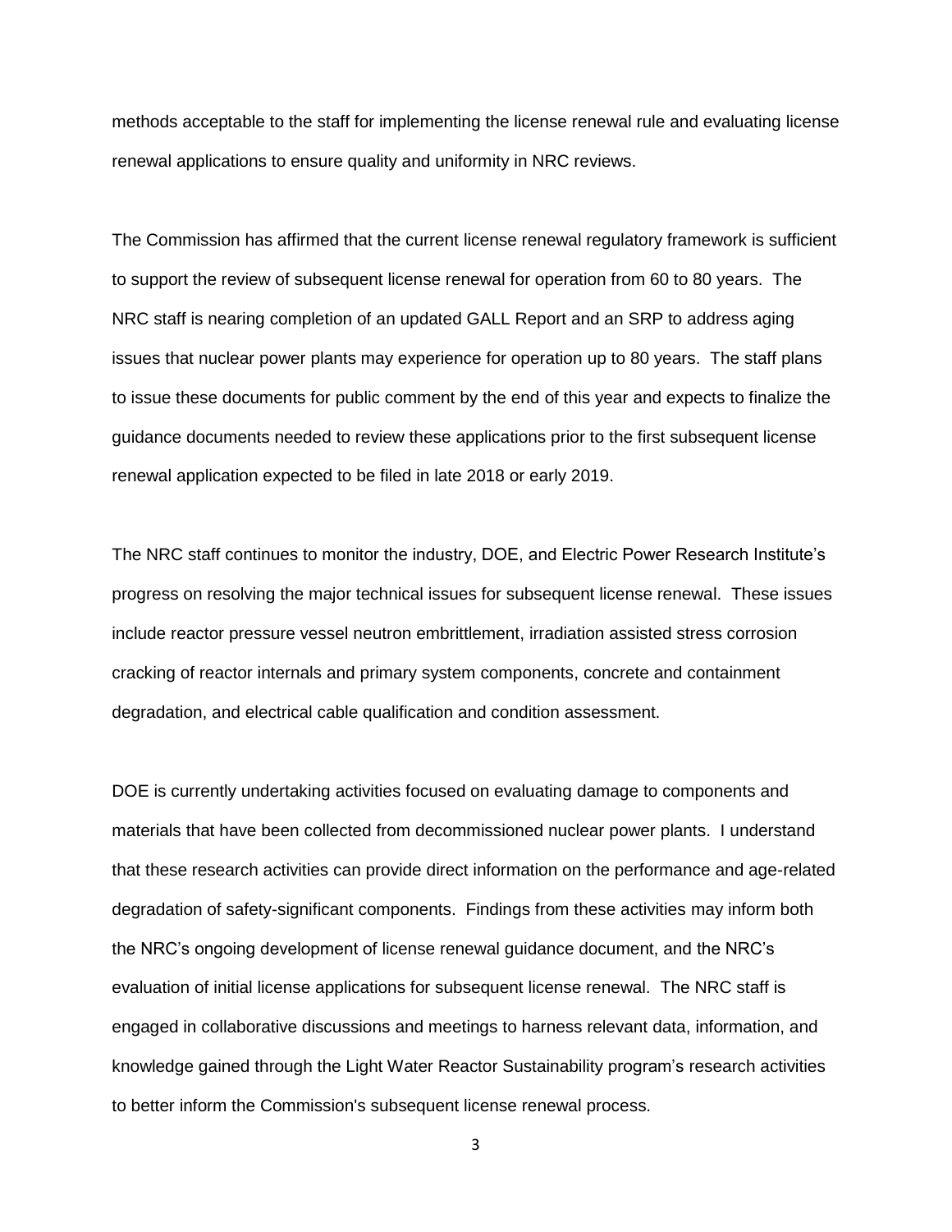methods acceptable to the staff for implementing the license renewal rule and evaluating license renewal applications to ensure quality and uniformity in NRC reviews.

The Commission has affirmed that the current license renewal regulatory framework is sufficient to support the review of subsequent license renewal for operation from 60 to 80 years. The NRC staff is nearing completion of an updated GALL Report and an SRP to address aging issues that nuclear power plants may experience for operation up to 80 years. The staff plans to issue these documents for public comment by the end of this year and expects to finalize the guidance documents needed to review these applications prior to the first subsequent license renewal application expected to be filed in late 2018 or early 2019.

The NRC staff continues to monitor the industry, DOE, and Electric Power Research Institute's progress on resolving the major technical issues for subsequent license renewal. These issues include reactor pressure vessel neutron embrittlement, irradiation assisted stress corrosion cracking of reactor internals and primary system components, concrete and containment degradation, and electrical cable qualification and condition assessment.

DOE is currently undertaking activities focused on evaluating damage to components and materials that have been collected from decommissioned nuclear power plants. I understand that these research activities can provide direct information on the performance and age-related degradation of safety-significant components. Findings from these activities may inform both the NRC's ongoing development of license renewal guidance document, and the NRC's evaluation of initial license applications for subsequent license renewal. The NRC staff is engaged in collaborative discussions and meetings to harness relevant data, information, and knowledge gained through the Light Water Reactor Sustainability program's research activities to better inform the Commission's subsequent license renewal process.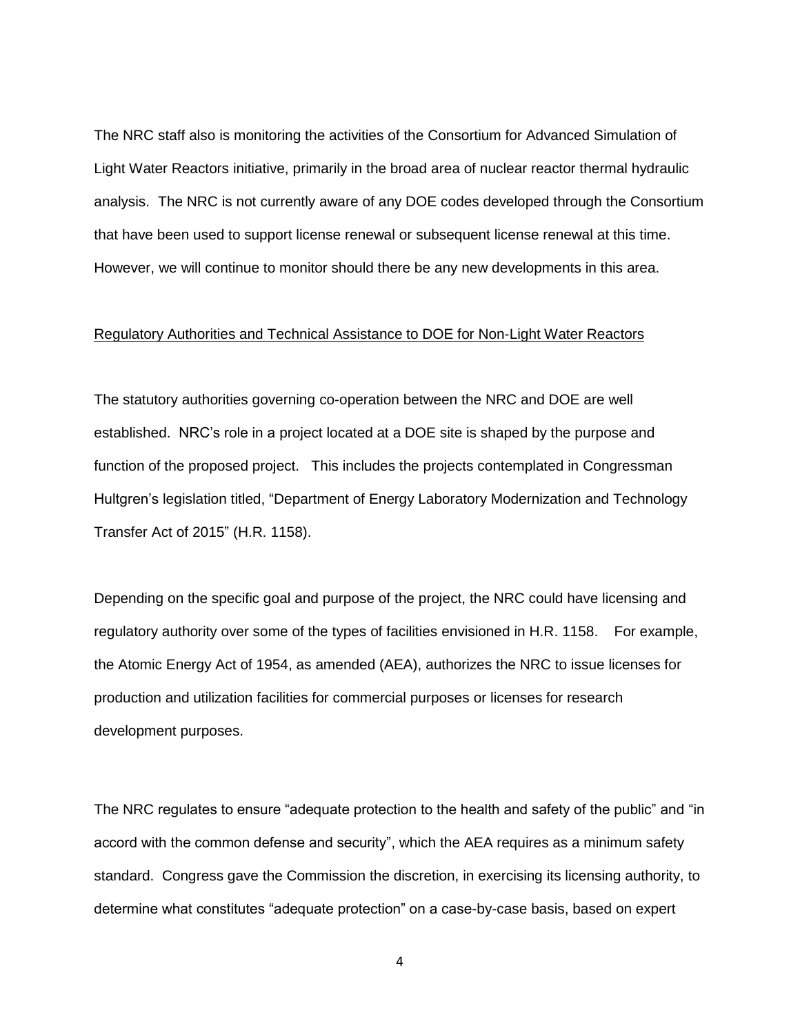The NRC staff also is monitoring the activities of the Consortium for Advanced Simulation of Light Water Reactors initiative, primarily in the broad area of nuclear reactor thermal hydraulic analysis. The NRC is not currently aware of any DOE codes developed through the Consortium that have been used to support license renewal or subsequent license renewal at this time. However, we will continue to monitor should there be any new developments in this area.

<u>Regulatory Authorities and Technical Assistance to DOE for Non-Light Water Reactors</u>

The statutory authorities governing co-operation between the NRC and DOE are well established. NRC's role in a project located at a DOE site is shaped by the purpose and function of the proposed project. This includes the projects contemplated in Congressman Hultgren's legislation titled, "Department of Energy Laboratory Modernization and Technology Transfer Act of 2015" (H.R. 1158).

Depending on the specific goal and purpose of the project, the NRC could have licensing and regulatory authority over some of the types of facilities envisioned in H.R. 1158. For example, the Atomic Energy Act of 1954, as amended (AEA), authorizes the NRC to issue licenses for production and utilization facilities for commercial purposes or licenses for research development purposes.

The NRC regulates to ensure "adequate protection to the health and safety of the public" and "in accord with the common defense and security", which the AEA requires as a minimum safety standard. Congress gave the Commission the discretion, in exercising its licensing authority, to determine what constitutes "adequate protection" on a case-by-case basis, based on expert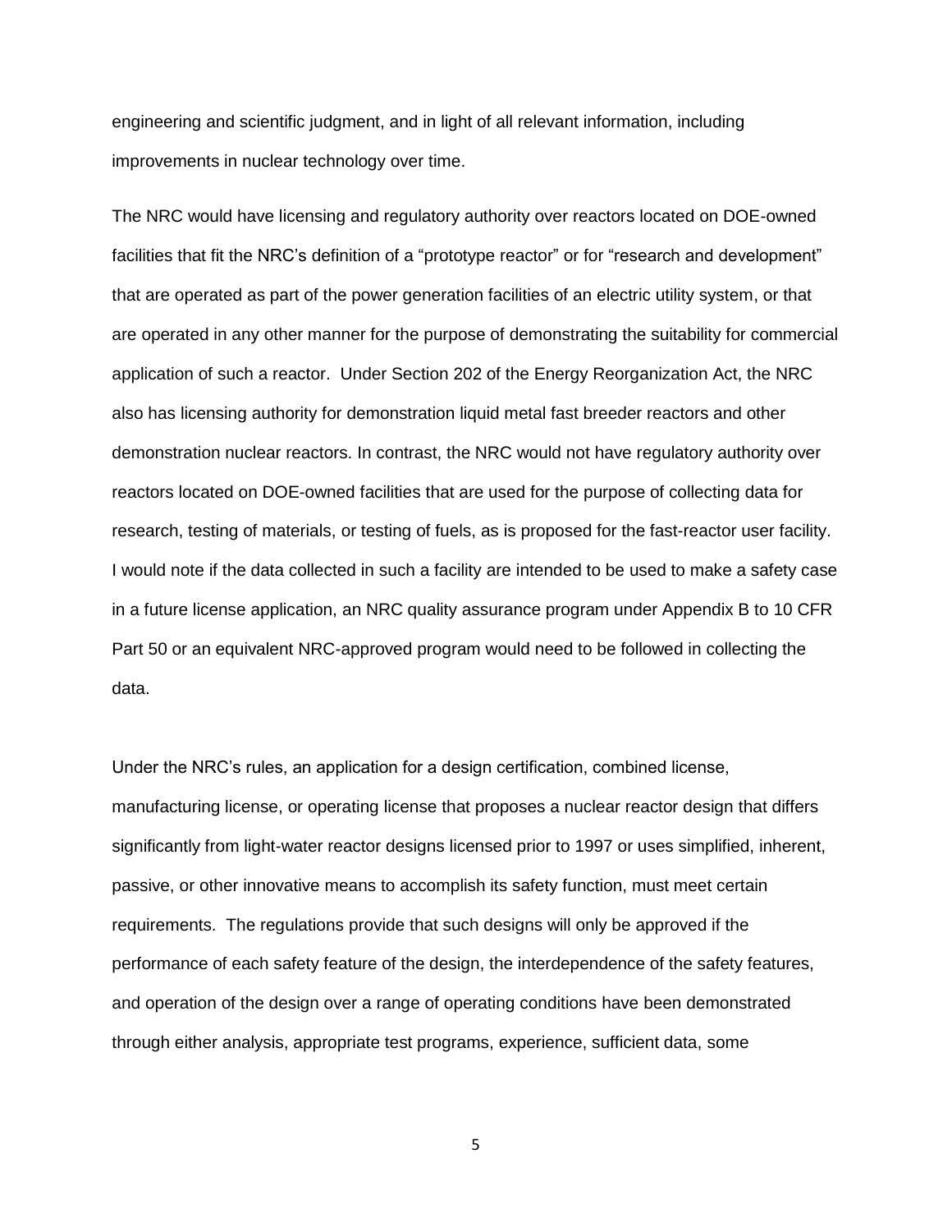engineering and scientific judgment, and in light of all relevant information, including improvements in nuclear technology over time.

The NRC would have licensing and regulatory authority over reactors located on DOE-owned facilities that fit the NRC's definition of a "prototype reactor" or for "research and development" that are operated as part of the power generation facilities of an electric utility system, or that are operated in any other manner for the purpose of demonstrating the suitability for commercial application of such a reactor. Under Section 202 of the Energy Reorganization Act, the NRC also has licensing authority for demonstration liquid metal fast breeder reactors and other demonstration nuclear reactors. In contrast, the NRC would not have regulatory authority over reactors located on DOE-owned facilities that are used for the purpose of collecting data for research, testing of materials, or testing of fuels, as is proposed for the fast-reactor user facility. I would note if the data collected in such a facility are intended to be used to make a safety case in a future license application, an NRC quality assurance program under Appendix B to 10 CFR Part 50 or an equivalent NRC-approved program would need to be followed in collecting the data.

Under the NRC's rules, an application for a design certification, combined license, manufacturing license, or operating license that proposes a nuclear reactor design that differs significantly from light-water reactor designs licensed prior to 1997 or uses simplified, inherent, passive, or other innovative means to accomplish its safety function, must meet certain requirements. The regulations provide that such designs will only be approved if the performance of each safety feature of the design, the interdependence of the safety features, and operation of the design over a range of operating conditions have been demonstrated through either analysis, appropriate test programs, experience, sufficient data, some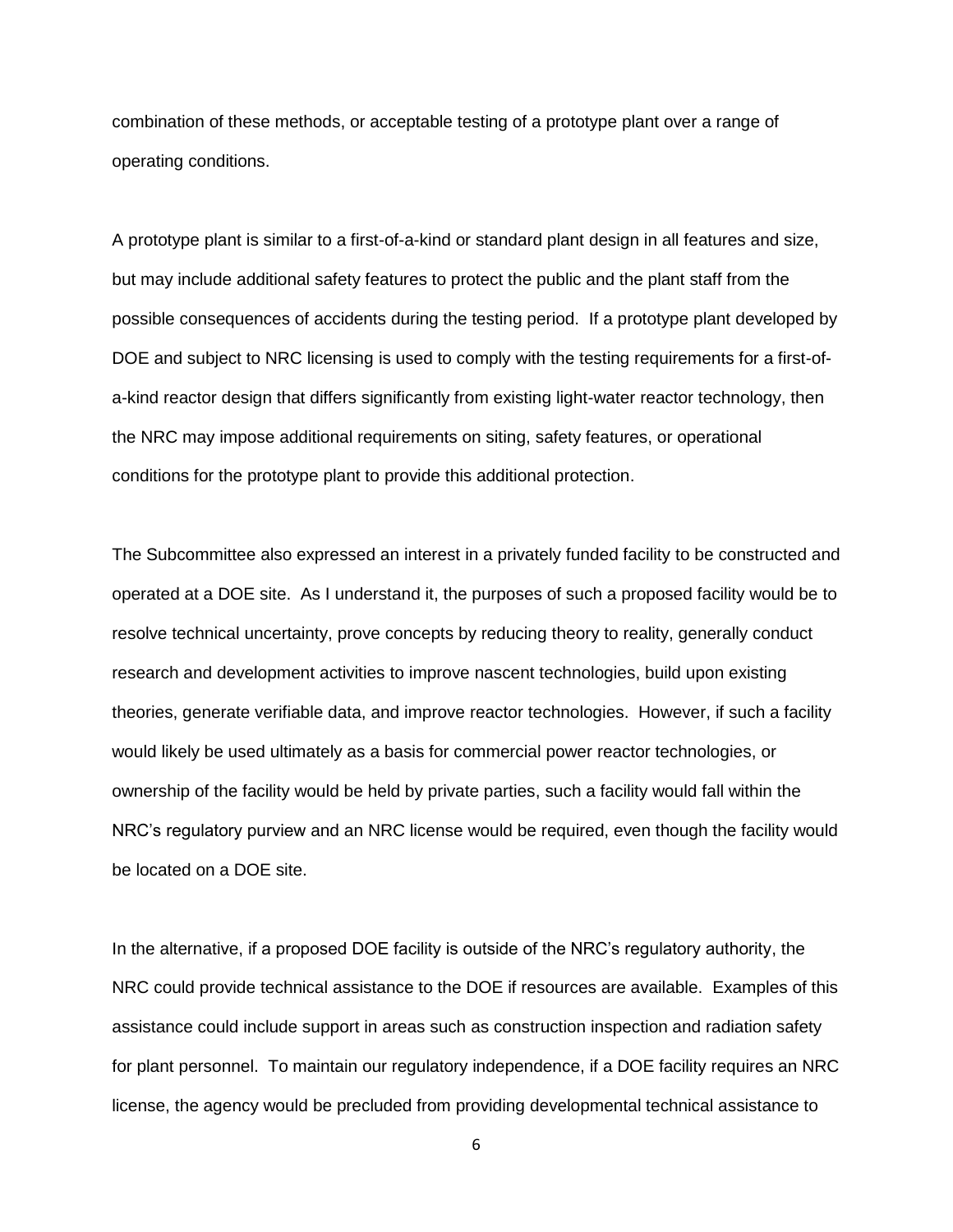combination of these methods, or acceptable testing of a prototype plant over a range of operating conditions.

A prototype plant is similar to a first-of-a-kind or standard plant design in all features and size, but may include additional safety features to protect the public and the plant staff from the possible consequences of accidents during the testing period. If a prototype plant developed by DOE and subject to NRC licensing is used to comply with the testing requirements for a first-of-a-kind reactor design that differs significantly from existing light-water reactor technology, then the NRC may impose additional requirements on siting, safety features, or operational conditions for the prototype plant to provide this additional protection.

The Subcommittee also expressed an interest in a privately funded facility to be constructed and operated at a DOE site. As I understand it, the purposes of such a proposed facility would be to resolve technical uncertainty, prove concepts by reducing theory to reality, generally conduct research and development activities to improve nascent technologies, build upon existing theories, generate verifiable data, and improve reactor technologies. However, if such a facility would likely be used ultimately as a basis for commercial power reactor technologies, or ownership of the facility would be held by private parties, such a facility would fall within the NRC's regulatory purview and an NRC license would be required, even though the facility would be located on a DOE site.

In the alternative, if a proposed DOE facility is outside of the NRC's regulatory authority, the NRC could provide technical assistance to the DOE if resources are available. Examples of this assistance could include support in areas such as construction inspection and radiation safety for plant personnel. To maintain our regulatory independence, if a DOE facility requires an NRC license, the agency would be precluded from providing developmental technical assistance to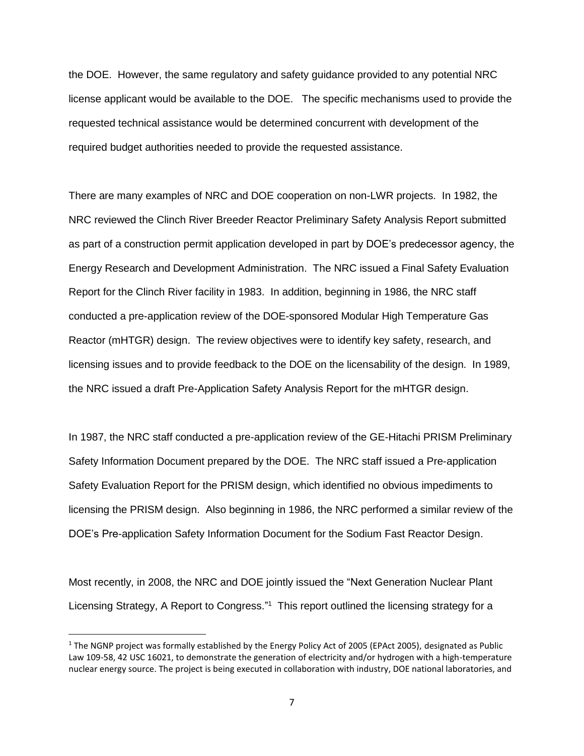the DOE. However, the same regulatory and safety guidance provided to any potential NRC license applicant would be available to the DOE. The specific mechanisms used to provide the requested technical assistance would be determined concurrent with development of the required budget authorities needed to provide the requested assistance.

There are many examples of NRC and DOE cooperation on non-LWR projects. In 1982, the NRC reviewed the Clinch River Breeder Reactor Preliminary Safety Analysis Report submitted as part of a construction permit application developed in part by DOE's predecessor agency, the Energy Research and Development Administration. The NRC issued a Final Safety Evaluation Report for the Clinch River facility in 1983. In addition, beginning in 1986, the NRC staff conducted a pre-application review of the DOE-sponsored Modular High Temperature Gas Reactor (mHTGR) design. The review objectives were to identify key safety, research, and licensing issues and to provide feedback to the DOE on the licensability of the design. In 1989, the NRC issued a draft Pre-Application Safety Analysis Report for the mHTGR design.

In 1987, the NRC staff conducted a pre-application review of the GE-Hitachi PRISM Preliminary Safety Information Document prepared by the DOE. The NRC staff issued a Pre-application Safety Evaluation Report for the PRISM design, which identified no obvious impediments to licensing the PRISM design. Also beginning in 1986, the NRC performed a similar review of the DOE's Pre-application Safety Information Document for the Sodium Fast Reactor Design.

Most recently, in 2008, the NRC and DOE jointly issued the "Next Generation Nuclear Plant Licensing Strategy, A Report to Congress."[1] This report outlined the licensing strategy for a

[1] The NGNP project was formally established by the Energy Policy Act of 2005 (EPAct 2005), designated as Public Law 109-58, 42 USC 16021, to demonstrate the generation of electricity and/or hydrogen with a high-temperature nuclear energy source. The project is being executed in collaboration with industry, DOE national laboratories, and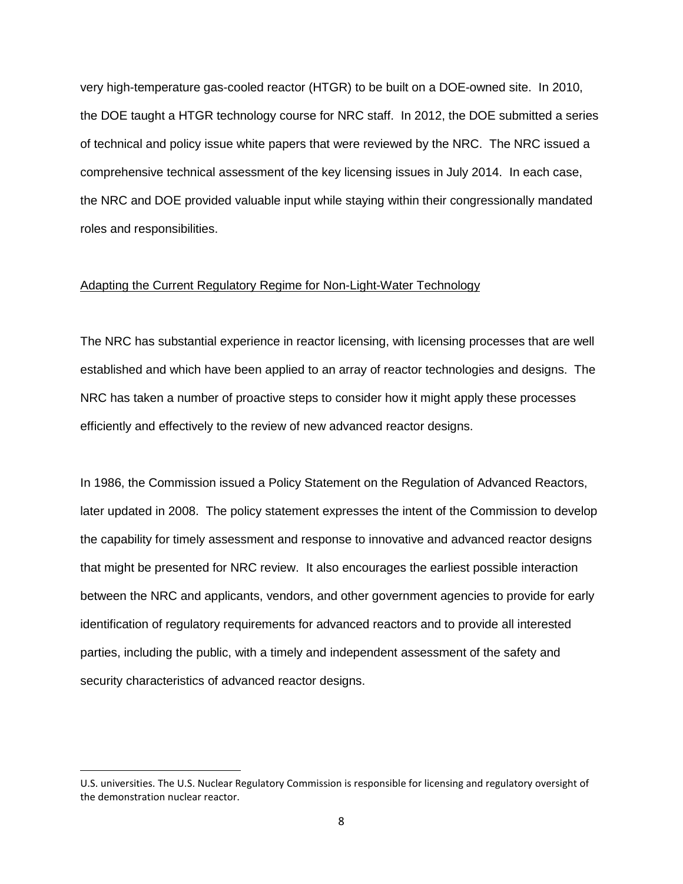very high-temperature gas-cooled reactor (HTGR) to be built on a DOE-owned site. In 2010, the DOE taught a HTGR technology course for NRC staff. In 2012, the DOE submitted a series of technical and policy issue white papers that were reviewed by the NRC. The NRC issued a comprehensive technical assessment of the key licensing issues in July 2014. In each case, the NRC and DOE provided valuable input while staying within their congressionally mandated roles and responsibilities.

<u>Adapting the Current Regulatory Regime for Non-Light-Water Technology</u>

The NRC has substantial experience in reactor licensing, with licensing processes that are well established and which have been applied to an array of reactor technologies and designs. The NRC has taken a number of proactive steps to consider how it might apply these processes efficiently and effectively to the review of new advanced reactor designs.

In 1986, the Commission issued a Policy Statement on the Regulation of Advanced Reactors, later updated in 2008. The policy statement expresses the intent of the Commission to develop the capability for timely assessment and response to innovative and advanced reactor designs that might be presented for NRC review. It also encourages the earliest possible interaction between the NRC and applicants, vendors, and other government agencies to provide for early identification of regulatory requirements for advanced reactors and to provide all interested parties, including the public, with a timely and independent assessment of the safety and security characteristics of advanced reactor designs.

---

U.S. universities. The U.S. Nuclear Regulatory Commission is responsible for licensing and regulatory oversight of the demonstration nuclear reactor.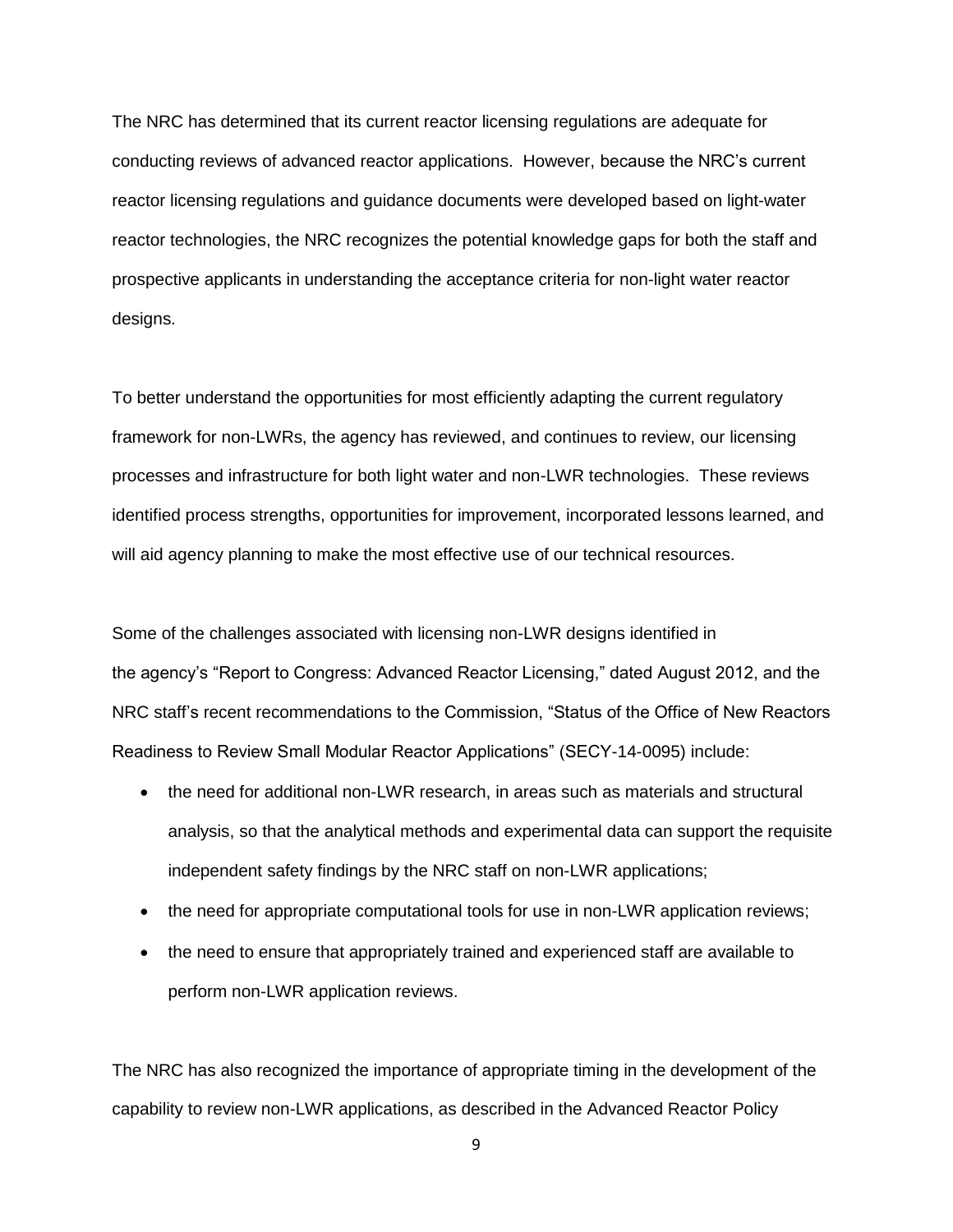The NRC has determined that its current reactor licensing regulations are adequate for conducting reviews of advanced reactor applications. However, because the NRC's current reactor licensing regulations and guidance documents were developed based on light-water reactor technologies, the NRC recognizes the potential knowledge gaps for both the staff and prospective applicants in understanding the acceptance criteria for non-light water reactor designs.

To better understand the opportunities for most efficiently adapting the current regulatory framework for non-LWRs, the agency has reviewed, and continues to review, our licensing processes and infrastructure for both light water and non-LWR technologies. These reviews identified process strengths, opportunities for improvement, incorporated lessons learned, and will aid agency planning to make the most effective use of our technical resources.

Some of the challenges associated with licensing non-LWR designs identified in the agency's "Report to Congress: Advanced Reactor Licensing," dated August 2012, and the NRC staff's recent recommendations to the Commission, "Status of the Office of New Reactors Readiness to Review Small Modular Reactor Applications" (SECY-14-0095) include:

- the need for additional non-LWR research, in areas such as materials and structural analysis, so that the analytical methods and experimental data can support the requisite independent safety findings by the NRC staff on non-LWR applications;
- the need for appropriate computational tools for use in non-LWR application reviews;
- the need to ensure that appropriately trained and experienced staff are available to perform non-LWR application reviews.

The NRC has also recognized the importance of appropriate timing in the development of the capability to review non-LWR applications, as described in the Advanced Reactor Policy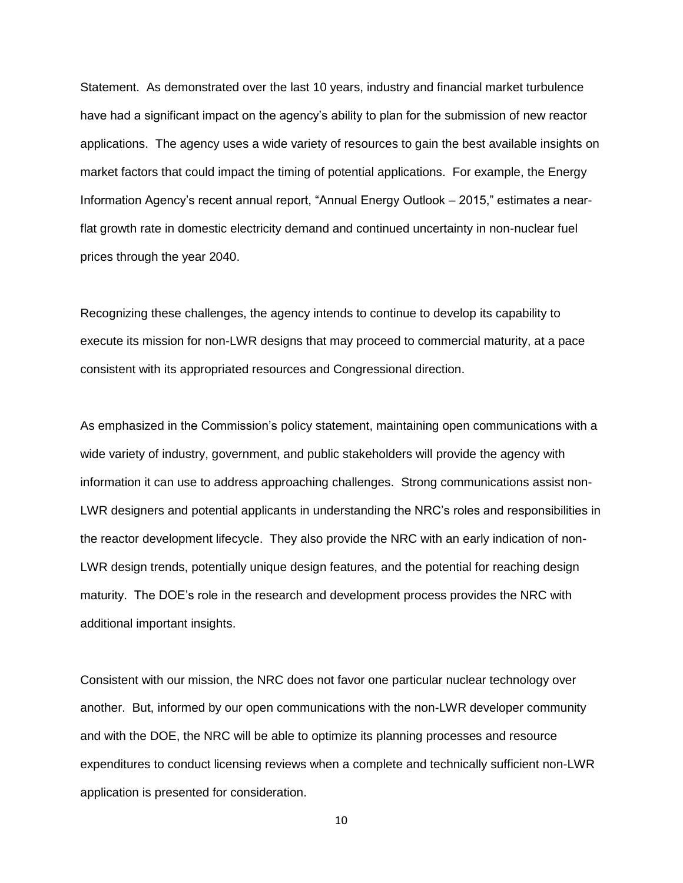Statement. As demonstrated over the last 10 years, industry and financial market turbulence have had a significant impact on the agency's ability to plan for the submission of new reactor applications. The agency uses a wide variety of resources to gain the best available insights on market factors that could impact the timing of potential applications. For example, the Energy Information Agency's recent annual report, "Annual Energy Outlook – 2015," estimates a near-flat growth rate in domestic electricity demand and continued uncertainty in non-nuclear fuel prices through the year 2040.

Recognizing these challenges, the agency intends to continue to develop its capability to execute its mission for non-LWR designs that may proceed to commercial maturity, at a pace consistent with its appropriated resources and Congressional direction.

As emphasized in the Commission's policy statement, maintaining open communications with a wide variety of industry, government, and public stakeholders will provide the agency with information it can use to address approaching challenges. Strong communications assist non-LWR designers and potential applicants in understanding the NRC's roles and responsibilities in the reactor development lifecycle. They also provide the NRC with an early indication of non-LWR design trends, potentially unique design features, and the potential for reaching design maturity. The DOE's role in the research and development process provides the NRC with additional important insights.

Consistent with our mission, the NRC does not favor one particular nuclear technology over another. But, informed by our open communications with the non-LWR developer community and with the DOE, the NRC will be able to optimize its planning processes and resource expenditures to conduct licensing reviews when a complete and technically sufficient non-LWR application is presented for consideration.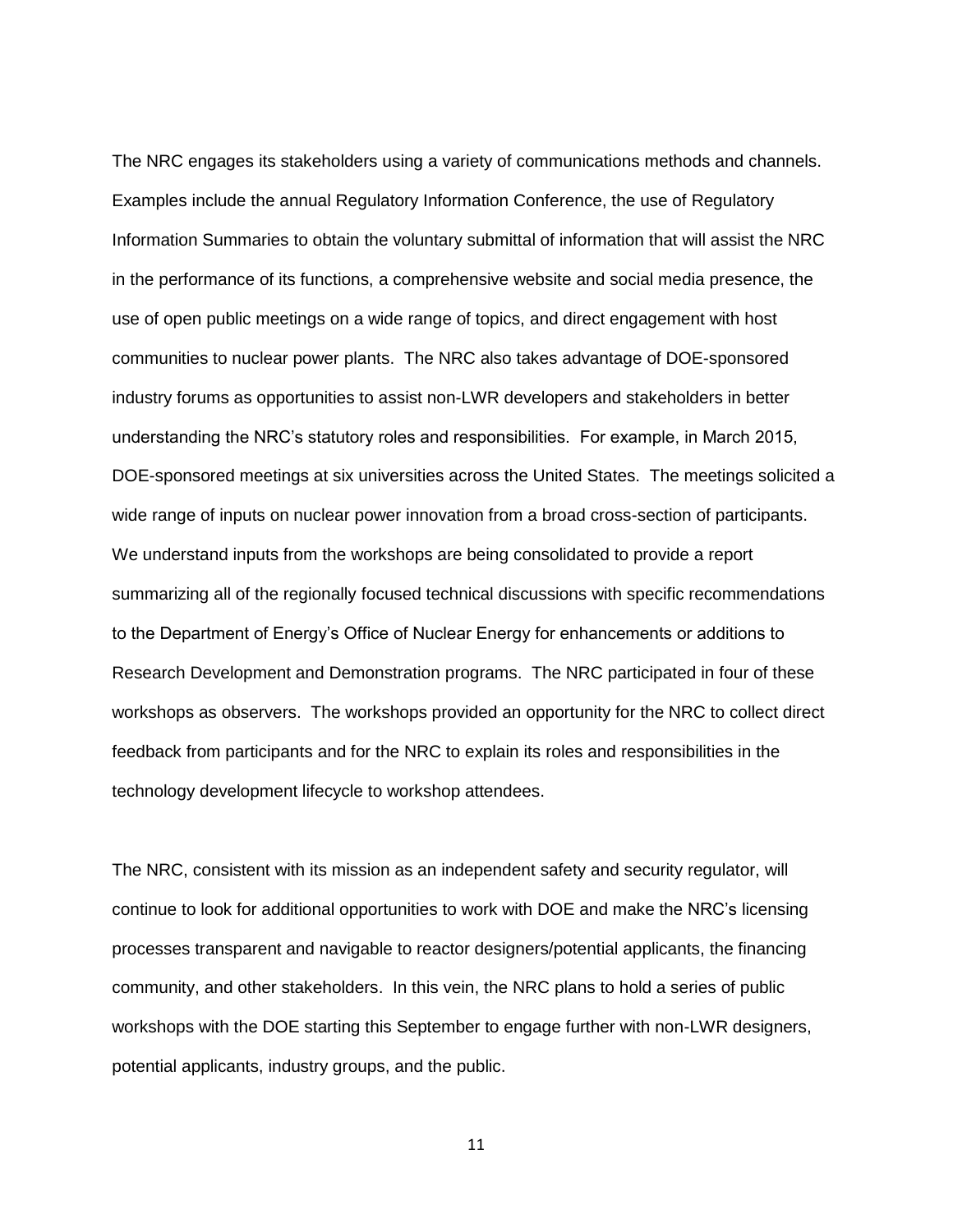The NRC engages its stakeholders using a variety of communications methods and channels. Examples include the annual Regulatory Information Conference, the use of Regulatory Information Summaries to obtain the voluntary submittal of information that will assist the NRC in the performance of its functions, a comprehensive website and social media presence, the use of open public meetings on a wide range of topics, and direct engagement with host communities to nuclear power plants. The NRC also takes advantage of DOE-sponsored industry forums as opportunities to assist non-LWR developers and stakeholders in better understanding the NRC's statutory roles and responsibilities. For example, in March 2015, DOE-sponsored meetings at six universities across the United States. The meetings solicited a wide range of inputs on nuclear power innovation from a broad cross-section of participants. We understand inputs from the workshops are being consolidated to provide a report summarizing all of the regionally focused technical discussions with specific recommendations to the Department of Energy's Office of Nuclear Energy for enhancements or additions to Research Development and Demonstration programs. The NRC participated in four of these workshops as observers. The workshops provided an opportunity for the NRC to collect direct feedback from participants and for the NRC to explain its roles and responsibilities in the technology development lifecycle to workshop attendees.

The NRC, consistent with its mission as an independent safety and security regulator, will continue to look for additional opportunities to work with DOE and make the NRC's licensing processes transparent and navigable to reactor designers/potential applicants, the financing community, and other stakeholders. In this vein, the NRC plans to hold a series of public workshops with the DOE starting this September to engage further with non-LWR designers, potential applicants, industry groups, and the public.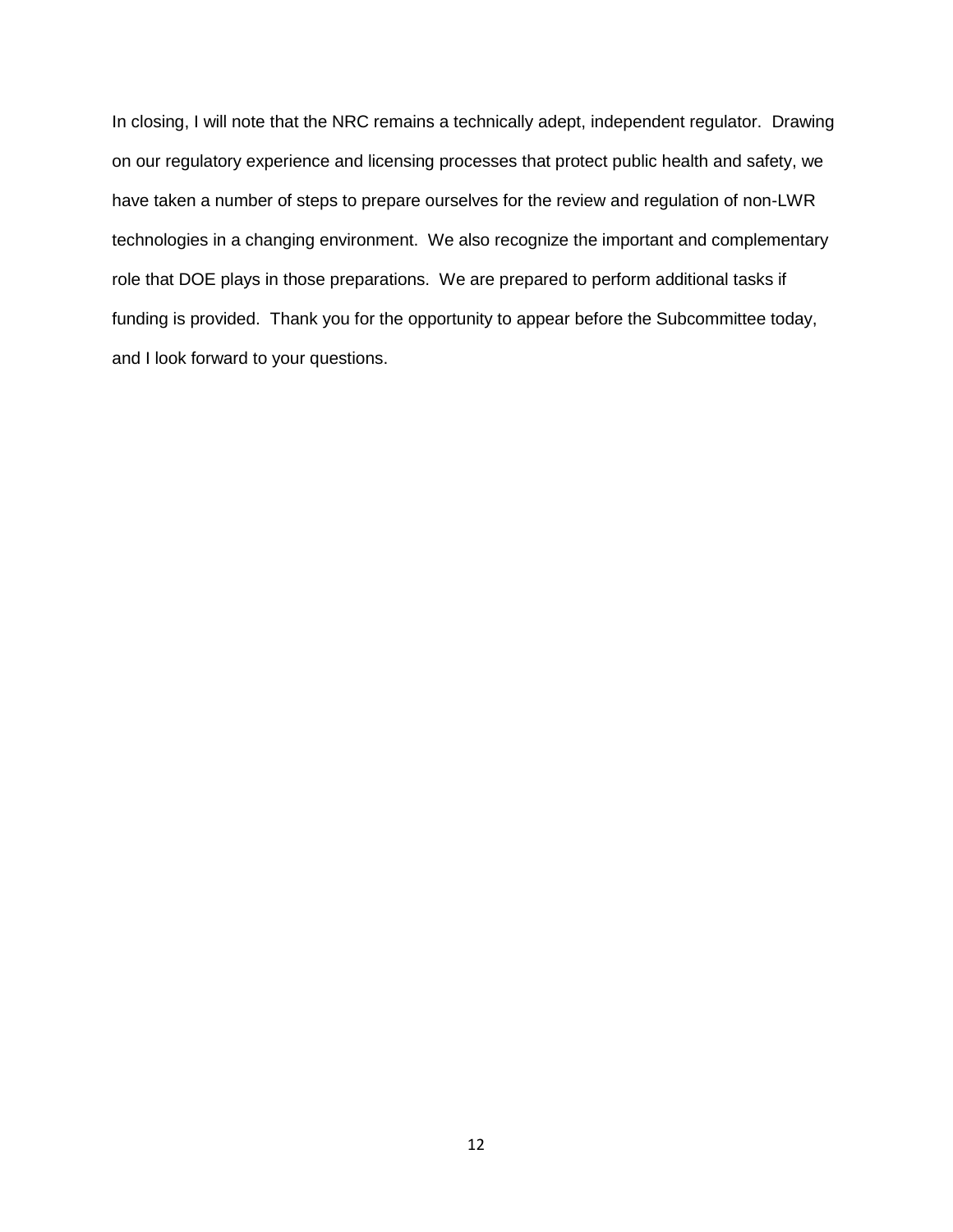In closing, I will note that the NRC remains a technically adept, independent regulator. Drawing on our regulatory experience and licensing processes that protect public health and safety, we have taken a number of steps to prepare ourselves for the review and regulation of non-LWR technologies in a changing environment. We also recognize the important and complementary role that DOE plays in those preparations. We are prepared to perform additional tasks if funding is provided. Thank you for the opportunity to appear before the Subcommittee today, and I look forward to your questions.